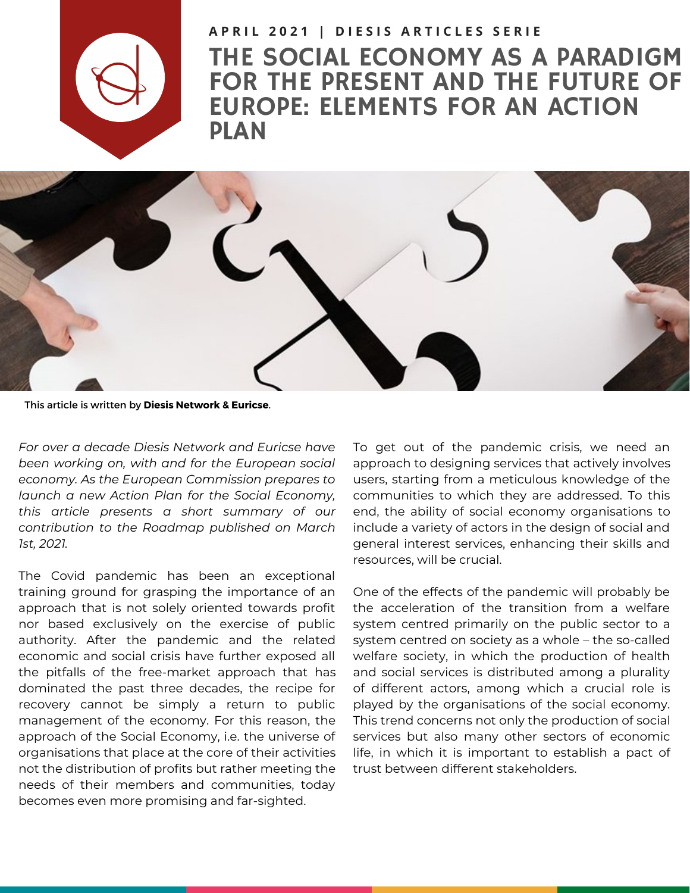**APRIL 2021 | DIESIS ARTICLES SERIE**

# THE SOCIAL ECONOMY AS A PARADIGM FOR THE PRESENT AND THE FUTURE OF EUROPE: ELEMENTS FOR AN ACTION PLAN

This article is written by **Diesis Network & Euricse**.

*For over a decade Diesis Network and Euricse have been working on, with and for the European social economy. As the European Commission prepares to launch a new Action Plan for the Social Economy, this article presents a short summary of our contribution to the Roadmap published on March 1st, 2021.*

The Covid pandemic has been an exceptional training ground for grasping the importance of an approach that is not solely oriented towards profit nor based exclusively on the exercise of public authority. After the pandemic and the related economic and social crisis have further exposed all the pitfalls of the free-market approach that has dominated the past three decades, the recipe for recovery cannot be simply a return to public management of the economy. For this reason, the approach of the Social Economy, i.e. the universe of organisations that place at the core of their activities not the distribution of profits but rather meeting the needs of their members and communities, today becomes even more promising and far-sighted.

To get out of the pandemic crisis, we need an approach to designing services that actively involves users, starting from a meticulous knowledge of the communities to which they are addressed. To this end, the ability of social economy organisations to include a variety of actors in the design of social and general interest services, enhancing their skills and resources, will be crucial.

One of the effects of the pandemic will probably be the acceleration of the transition from a welfare system centred primarily on the public sector to a system centred on society as a whole – the so-called welfare society, in which the production of health and social services is distributed among a plurality of different actors, among which a crucial role is played by the organisations of the social economy. This trend concerns not only the production of social services but also many other sectors of economic life, in which it is important to establish a pact of trust between different stakeholders.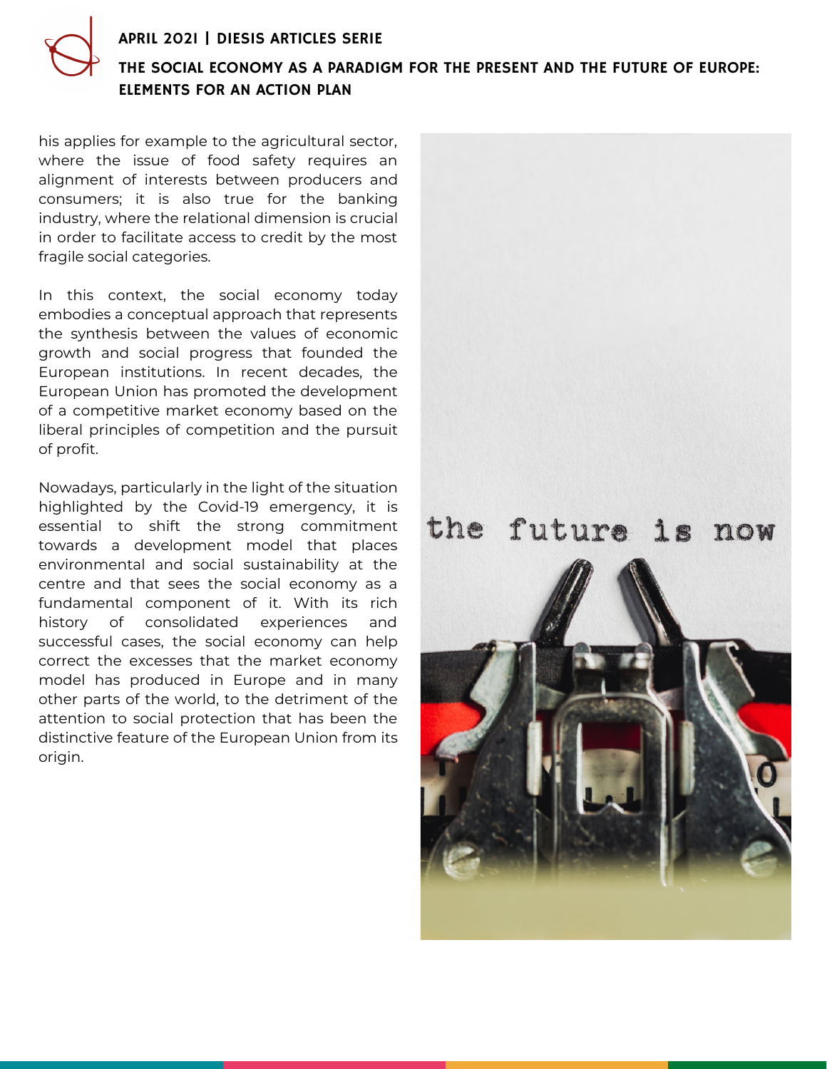his applies for example to the agricultural sector, where the issue of food safety requires an alignment of interests between producers and consumers; it is also true for the banking industry, where the relational dimension is crucial in order to facilitate access to credit by the most fragile social categories.

In this context, the social economy today embodies a conceptual approach that represents the synthesis between the values of economic growth and social progress that founded the European institutions. In recent decades, the European Union has promoted the development of a competitive market economy based on the liberal principles of competition and the pursuit of profit.

Nowadays, particularly in the light of the situation highlighted by the Covid-19 emergency, it is essential to shift the strong commitment towards a development model that places environmental and social sustainability at the centre and that sees the social economy as a fundamental component of it. With its rich history of consolidated experiences and successful cases, the social economy can help correct the excesses that the market economy model has produced in Europe and in many other parts of the world, to the detriment of the attention to social protection that has been the distinctive feature of the European Union from its origin.